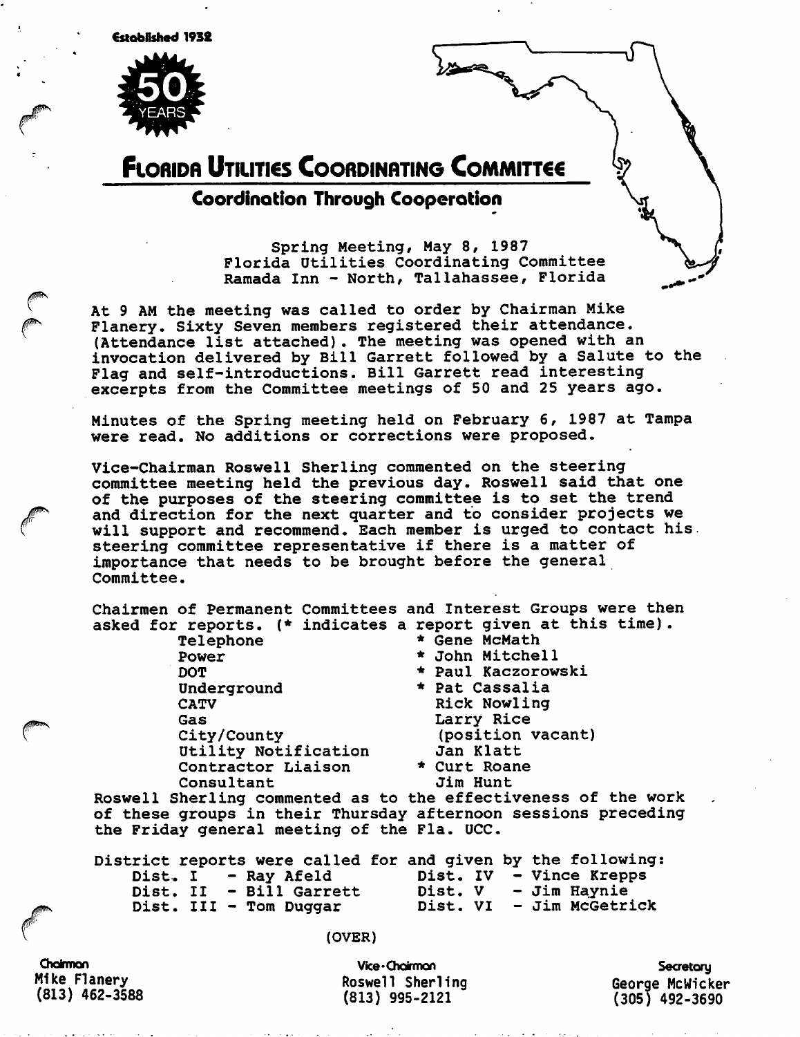Established 1932

50 YEARS

# FLORIDA UTILITIES COORDINATING COMMITTEE

## Coordination Through Cooperation

Spring Meeting, May 8, 1987
Florida Utilities Coordinating Committee
Ramada Inn - North, Tallahassee, Florida

At 9 AM the meeting was called to order by Chairman Mike Flanery. Sixty Seven members registered their attendance. (Attendance list attached). The meeting was opened with an invocation delivered by Bill Garrett followed by a Salute to the Flag and self-introductions. Bill Garrett read interesting excerpts from the Committee meetings of 50 and 25 years ago.

Minutes of the Spring meeting held on February 6, 1987 at Tampa were read. No additions or corrections were proposed.

Vice-Chairman Roswell Sherling commented on the steering committee meeting held the previous day. Roswell said that one of the purposes of the steering committee is to set the trend and direction for the next quarter and to consider projects we will support and recommend. Each member is urged to contact his steering committee representative if there is a matter of importance that needs to be brought before the general Committee.

Chairmen of Permanent Committees and Interest Groups were then asked for reports. (* indicates a report given at this time).

| | |
|---|---|
| Telephone | * Gene McMath |
| Power | * John Mitchell |
| DOT | * Paul Kaczorowski |
| Underground | * Pat Cassalia |
| CATV | Rick Nowling |
| Gas | Larry Rice |
| City/County | (position vacant) |
| Utility Notification | Jan Klatt |
| Contractor Liaison | * Curt Roane |
| Consultant | Jim Hunt |

Roswell Sherling commented as to the effectiveness of the work of these groups in their Thursday afternoon sessions preceding the Friday general meeting of the Fla. UCC.

District reports were called for and given by the following:

| | |
|---|---|
| Dist. I - Ray Afeld | Dist. IV - Vince Krepps |
| Dist. II - Bill Garrett | Dist. V - Jim Haynie |
| Dist. III - Tom Duggar | Dist. VI - Jim McGetrick |

(OVER)

Chairman
Mike Flanery
(813) 462-3588

Vice-Chairman
Roswell Sherling
(813) 995-2121

Secretary
George McWicker
(305) 492-3690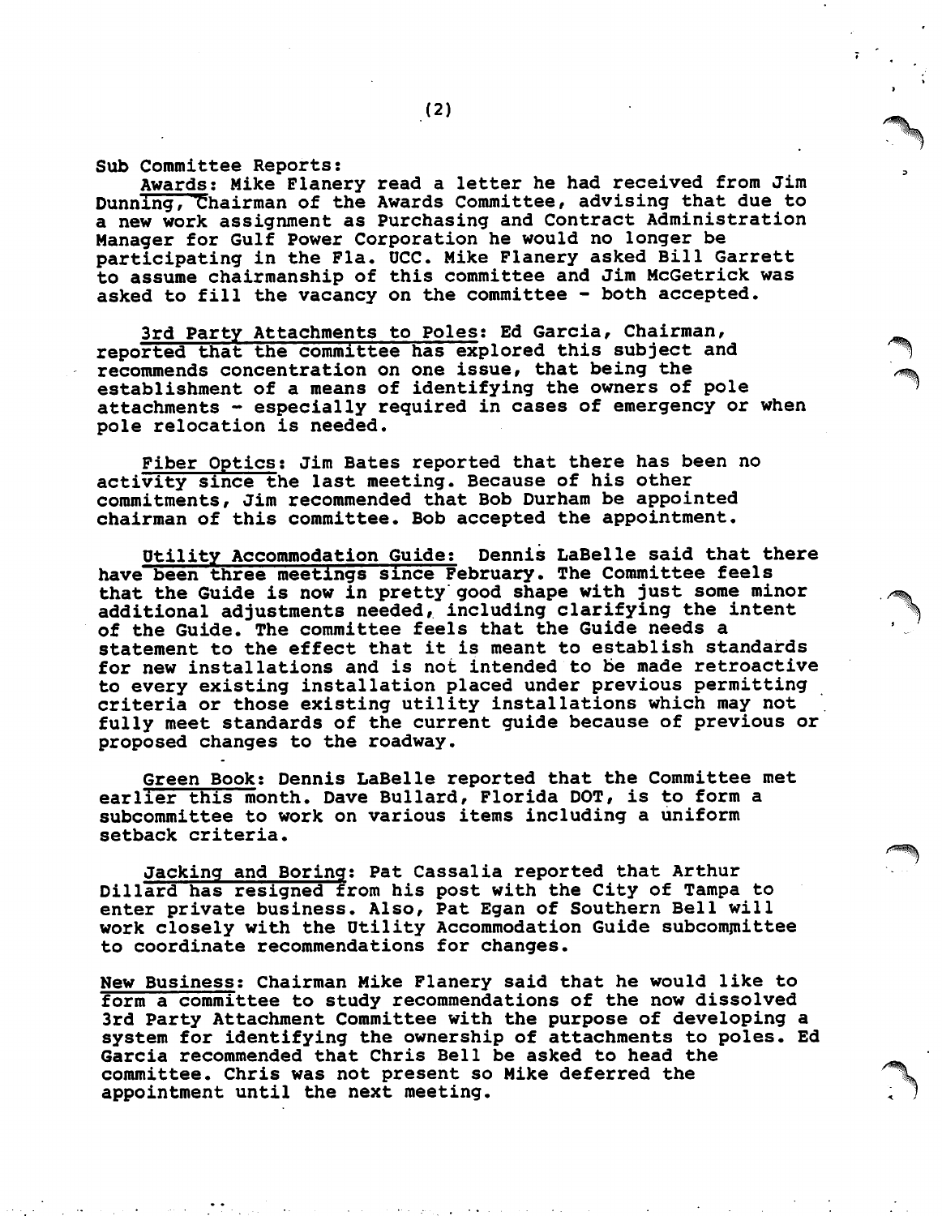Sub Committee Reports:

Awards: Mike Flanery read a letter he had received from Jim Dunning, Chairman of the Awards Committee, advising that due to a new work assignment as Purchasing and Contract Administration Manager for Gulf Power Corporation he would no longer be participating in the Fla. UCC. Mike Flanery asked Bill Garrett to assume chairmanship of this committee and Jim McGetrick was asked to fill the vacancy on the committee - both accepted.

3rd Party Attachments to Poles: Ed Garcia, Chairman, reported that the committee has explored this subject and recommends concentration on one issue, that being the establishment of a means of identifying the owners of pole attachments - especially required in cases of emergency or when pole relocation is needed.

Fiber Optics: Jim Bates reported that there has been no activity since the last meeting. Because of his other commitments, Jim recommended that Bob Durham be appointed chairman of this committee. Bob accepted the appointment.

Utility Accommodation Guide: Dennis LaBelle said that there have been three meetings since February. The Committee feels that the Guide is now in pretty good shape with just some minor additional adjustments needed, including clarifying the intent of the Guide. The committee feels that the Guide needs a statement to the effect that it is meant to establish standards for new installations and is not intended to be made retroactive to every existing installation placed under previous permitting criteria or those existing utility installations which may not fully meet standards of the current guide because of previous or proposed changes to the roadway.

Green Book: Dennis LaBelle reported that the Committee met earlier this month. Dave Bullard, Florida DOT, is to form a subcommittee to work on various items including a uniform setback criteria.

Jacking and Boring: Pat Cassalia reported that Arthur Dillard has resigned from his post with the City of Tampa to enter private business. Also, Pat Egan of Southern Bell will work closely with the Utility Accommodation Guide subcommittee to coordinate recommendations for changes.

New Business: Chairman Mike Flanery said that he would like to form a committee to study recommendations of the now dissolved 3rd Party Attachment Committee with the purpose of developing a system for identifying the ownership of attachments to poles. Ed Garcia recommended that Chris Bell be asked to head the committee. Chris was not present so Mike deferred the appointment until the next meeting.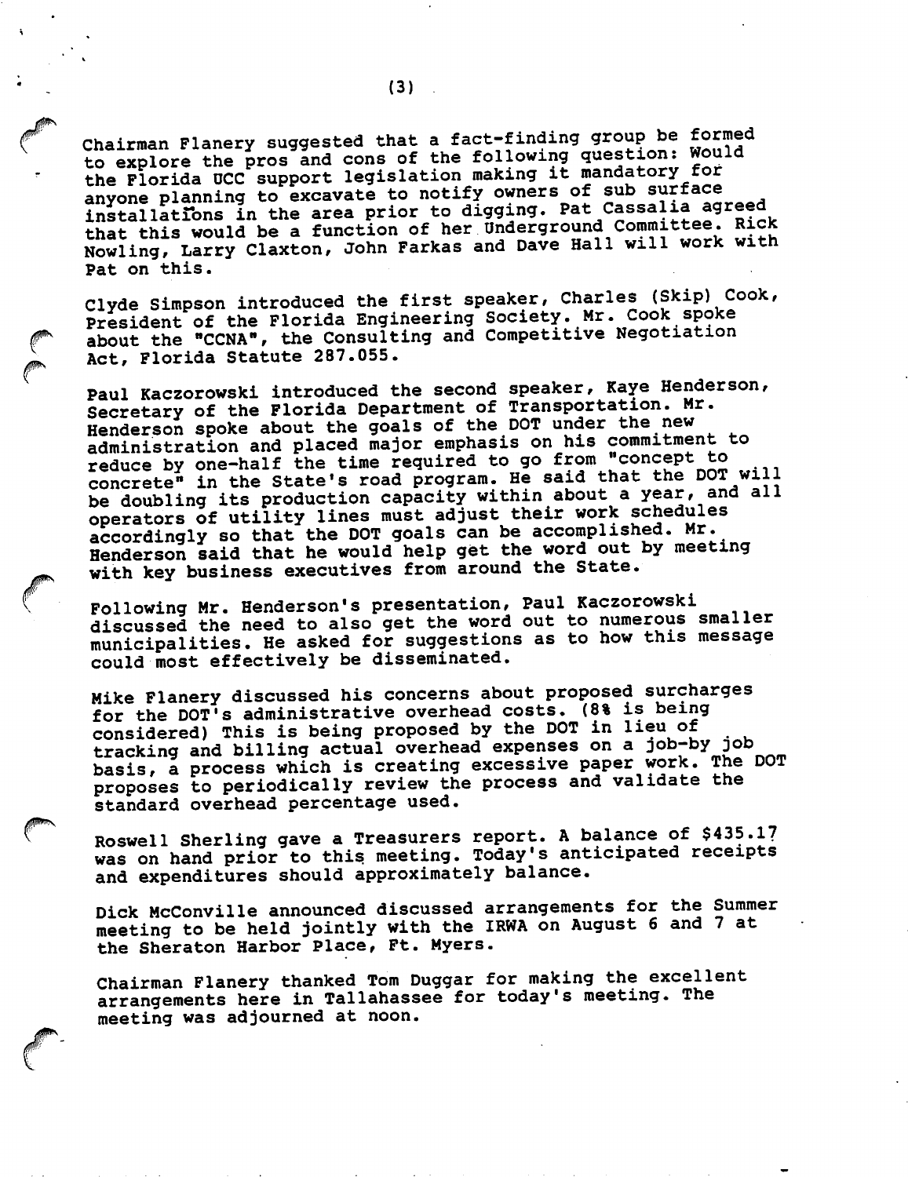Chairman Flanery suggested that a fact-finding group be formed to explore the pros and cons of the following question: Would the Florida UCC support legislation making it mandatory for anyone planning to excavate to notify owners of sub surface installations in the area prior to digging. Pat Cassalia agreed that this would be a function of her Underground Committee. Rick Nowling, Larry Claxton, John Farkas and Dave Hall will work with Pat on this.

Clyde Simpson introduced the first speaker, Charles (Skip) Cook, President of the Florida Engineering Society. Mr. Cook spoke about the "CCNA", the Consulting and Competitive Negotiation Act, Florida Statute 287.055.

Paul Kaczorowski introduced the second speaker, Kaye Henderson, Secretary of the Florida Department of Transportation. Mr. Henderson spoke about the goals of the DOT under the new administration and placed major emphasis on his commitment to reduce by one-half the time required to go from "concept to concrete" in the State's road program. He said that the DOT will be doubling its production capacity within about a year, and all operators of utility lines must adjust their work schedules accordingly so that the DOT goals can be accomplished. Mr. Henderson said that he would help get the word out by meeting with key business executives from around the State.

Following Mr. Henderson's presentation, Paul Kaczorowski discussed the need to also get the word out to numerous smaller municipalities. He asked for suggestions as to how this message could most effectively be disseminated.

Mike Flanery discussed his concerns about proposed surcharges for the DOT's administrative overhead costs. (8% is being considered) This is being proposed by the DOT in lieu of tracking and billing actual overhead expenses on a job-by job basis, a process which is creating excessive paper work. The DOT proposes to periodically review the process and validate the standard overhead percentage used.

Roswell Sherling gave a Treasurers report. A balance of $435.17 was on hand prior to this meeting. Today's anticipated receipts and expenditures should approximately balance.

Dick McConville announced discussed arrangements for the Summer meeting to be held jointly with the IRWA on August 6 and 7 at the Sheraton Harbor Place, Ft. Myers.

Chairman Flanery thanked Tom Duggar for making the excellent arrangements here in Tallahassee for today's meeting. The meeting was adjourned at noon.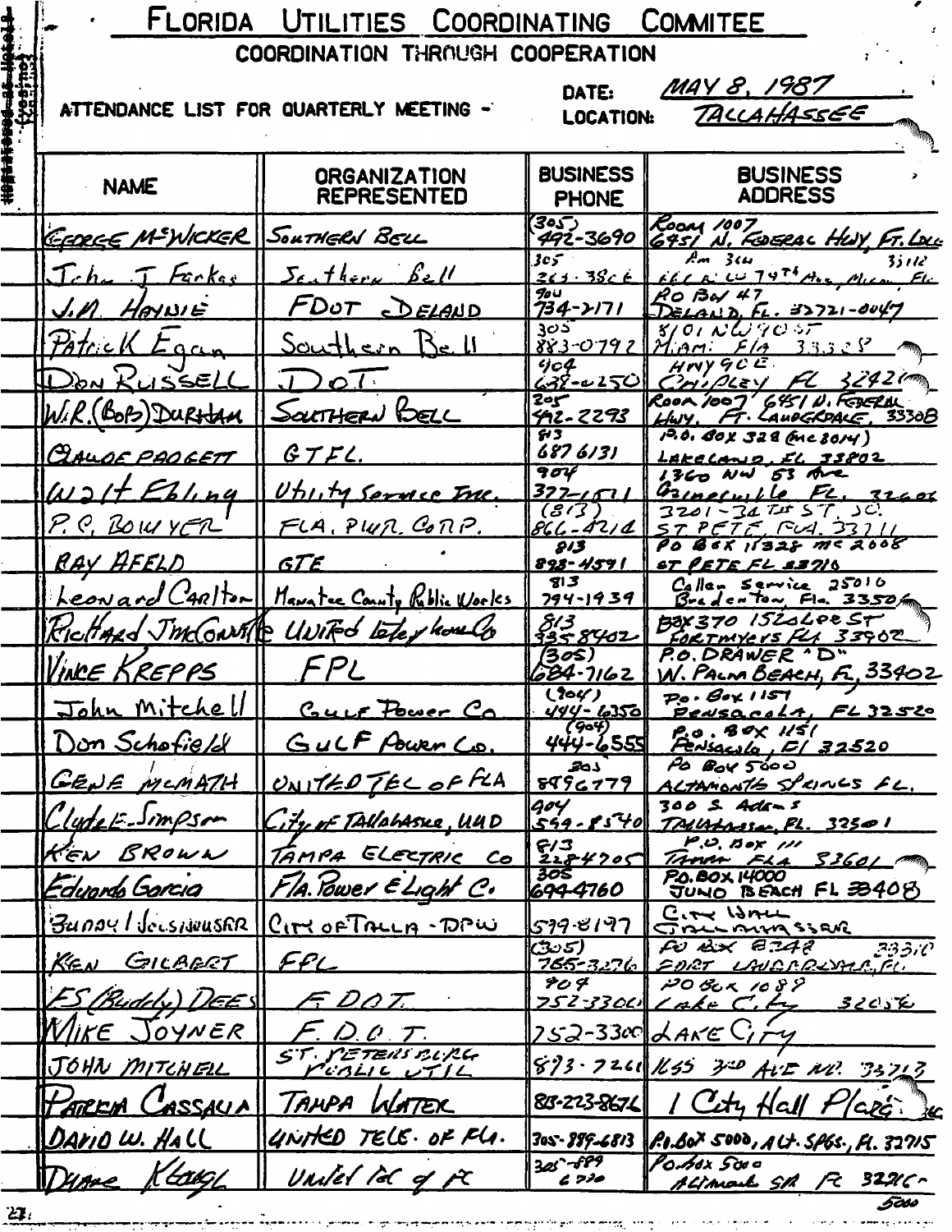# FLORIDA UTILITIES COORDINATING COMMITEE

## COORDINATION THROUGH COOPERATION

ATTENDANCE LIST FOR QUARTERLY MEETING - DATE: MAY 8, 1987

LOCATION: TALLAHASSEE

| NAME | ORGANIZATION REPRESENTED | BUSINESS PHONE | BUSINESS ADDRESS |
|---|---|---|---|
| GEORGE McWICKER | SOUTHERN BELL | (305) 492-3690 | ROOM 1007 6451 N. FEDERAL HWY, FT. LAU |
| John J Farkas | Southern Bell | 305 263-3866 | Rm 366 33112 666 N.W. 79th Ave, Miami, Fl. |
| J.M. HAYNIE | FDOT DELAND | 904 734-2171 | PO BOX 47 DELAND, FL. 32721-0047 |
| Patrick Egan | Southern Bell | 305 883-0792 | 8101 NW 90 ST Miami Fla 33328 |
| DON RUSSELL | DOT | 904 638-0250 | HWY 90 E. CHIPLEY FL 32428 |
| W.R. (BOB) DURHAM | SOUTHERN BELL | 305 492-2293 | ROOM 1007 6451 N. FEDERAL HWY, FT. LAUDERDALE, 33308 |
| CLAUDE PADGETT | GTFL. | 813 687 6131 | P.O. BOX 328 (MC 8014) LAKELAND, FL 33802 |
| Walt Ebling | Utility Service Inc. | 904 372-1511 | 1360 NW 53 Ave Gainesville FL. 32606 |
| P.C. BOWYER | FLA. PWR. CORP. | (813) 866-4214 | 3201-34TH ST. SO. ST PETE, FLA. 33711 |
| RAY AFELD | GTE | 813 898-4591 | PO BOX 11328 MC 2008 ST PETE FL 33710 |
| Leonard Carlton | Manatee County Public Works | 813 794-1939 | Callen Service 25010 Bradenton, Fla. 33506 |
| Richard J McConnell | United Telephone Co | 813 335-8402 | BOX 370 1526 LEE ST FORT MYERS FLA 33902 |
| VINCE KREPPS | FPL | (305) 684-7162 | P.O. DRAWER "D" W. PALM BEACH, FL, 33402 |
| John Mitchell | Gulf Power Co | (904) 444-6350 | PO. Box 1151 Pensacola, FL 32520 |
| Don Schofield | GULF POWER CO. | (904) 444-6555 | P.O. BOX 1151 Pensacola, Fl 32520 |
| GENE McMATH | UNITED TEL OF FLA | 305 8896779 | PO BOX 5000 ALTAMONTE SPRINGS FL. |
| Clyde E. Simpson | City of Tallahassee, UUD | 904 599-8540 | 300 S. Adams TALLAHASSEE, FL. 32301 |
| KEN BROWN | TAMPA ELECTRIC CO | 813 228-4705 | P.O. BOX 111 TAMPA FLA 33601 |
| Eduardo Garcia | Fla. Power & Light Co. | 305 694-4760 | P.O. BOX 14000 JUNO BEACH FL 33408 |
| Buddy Wolsinhauser | CITY OF TALLA - DPW | 599-8197 | City Hall Tallahassee |
| KEN GILBERT | FPL | (305) 765-3276 | PO BOX 8248 33310 FORT LAUDERDALE, FL |
| F.S. (Buddy) DEES | F DOT | 904 752-3300 | PO BOX 1089 Lake City 32056 |
| MIKE JOYNER | F.D.O.T. | 752-3300 | LAKE CITY |
| JOHN MITCHELL | ST. PETERSBURG PUBLIC UTIL | 893-7261 | 1655 3RD AVE NO. 33713 |
| PATRICIA CASSALIA | TAMPA WATER | 813-223-8676 | 1 City Hall Plaza |
| DAVID W. HALL | UNITED TELE. OF FLA. | 305-889-6813 | P.O. BOX 5000, ALT. SPGS., FL. 32715 |
| Duane Klingel | United Tel of FL | 305-889 6730 | PO box 5000 Altamonte SPG FL 32716-5000 |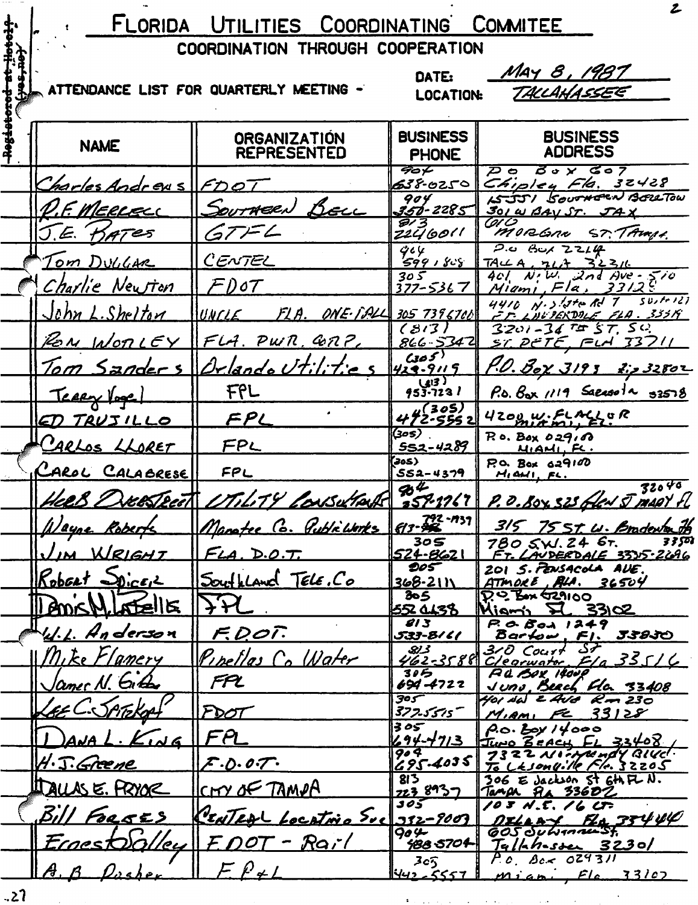# FLORIDA UTILITIES COORDINATING COMMITEE

COORDINATION THROUGH COOPERATION

ATTENDANCE LIST FOR QUARTERLY MEETING -

DATE: MAY 8, 1987

LOCATION: TALLAHASSEE

| NAME | ORGANIZATION REPRESENTED | BUSINESS PHONE | BUSINESS ADDRESS |
|---|---|---|---|
| Charles Andrews | FDOT | 904 638-0250 | PO Box 607 Chipley Fla. 32428 |
| R.F. Merrell | Southern Bell | 904 350-2285 | 1553 Southern Bell Tow 301 W Bay St. JAX |
| J.E. Bates | GTFL | 813 2246011 | 610 Morgan St. Tampa |
| Tom Duggar | CENTEL | 904 599-1808 | P.O. Box 2214 Talla, Fla 32316 |
| Charlie Newton | FDOT | 305 377-5367 | 401 N.W. 2nd Ave - 510 Miami, Fla. 33128 |
| John L. Shelton | UNCLE FLA. ONE-CALL | 305 7396700 | 4410 N. 19th Rd 7 Suite 121 Ft. Lauderdale Fla. 33319 |
| Ron Wortley | FLA. PWR. CORP. | (813) 866-5342 | 3201-34th ST. SO. ST. PETE, FLA 33711 |
| Tom Sanders | Orlando Utilities | (305) 423-9119 | P.O. Box 3193 Zip 32802 |
| Terry Vogel | FPL | (813) 953-7231 | P.O. Box 1119 Sarasota 33578 |
| ED TRUJILLO | FPL | (305) 442-5552 | 4200 W. FLAGLER MIAMI, FL. |
| CARLOS LLORET | FPL | (305) 552-4289 | P.O. Box 029100 MIAMI, FL. |
| CAROL CALABRESE | FPL | (305) 552-4379 | P.O. Box 029100 MIAMI, FL. |
| Herb Overstreet | Utility Consultants | 904 359-1767 | P.O. Box 323 Glen St Mary Fl 32040 |
| Wayne Roberts | Manatee Co. Public Works | 813-792-1939 | 315 75 St W. Bradenton Fl 33508 |
| JIM WRIGHT | FLA. D.O.T. | 305 524-8621 | 780 S.W. 24 St. FT. LAUDERDALE 33315-2696 |
| Robert Spicer | Southland Tele. Co | 205 368-2111 | 201 S. PENSACOLA AVE. ATMORE, ALA. 36504 |
| Denis M. LaBelle | FPL | 305 552 4438 | P.O. Box 029100 Miami Fl 33102 |
| W.L. Anderson | F.D.O.T. | 813 533-8161 | P.O. Box 1249 Bartow, Fl. 33830 |
| Mike Flanery | Pinellas Co Water | 813 462-3588 | 310 Court St Clearwater, Fla 33516 |
| James N. Gibbs | FPL | 305 694-4722 | P.O. Box 14000 Juno Beach Fla. 33408 |
| Lee C. Satzkopf | FDOT | 305 377-5515 | 401 NW 2 Ave Rm 230 MIAMI, FL 33128 |
| DANA L. KING | FPL | 305 694-4713 | P.O. Box 14000 Juno Beach, FL 33408 |
| H.J. Greene | F.D.O.T. | 904 695-4035 | 7322 Normandy Blvd. Jacksonville Fla. 32205 |
| DALLAS E. PRYOR | CITY OF TAMPA | 813 223 8937 | 306 E Jackson St 6th FL N. Tampa Fla 33602 |
| Bill Forbes | Central Locating Svc | 305 332-9007 | 103 N.E. 16 Ct. Delray Fla 33444 |
| Ernest Salley | FDOT - Rail | 904 488-5704 | 605 Suwannee St. Tallahassee 32301 |
| A.B. Dasher | F.P.&L | 305 442-5557 | P.O. Box 029311 Miami, Fla 33102 |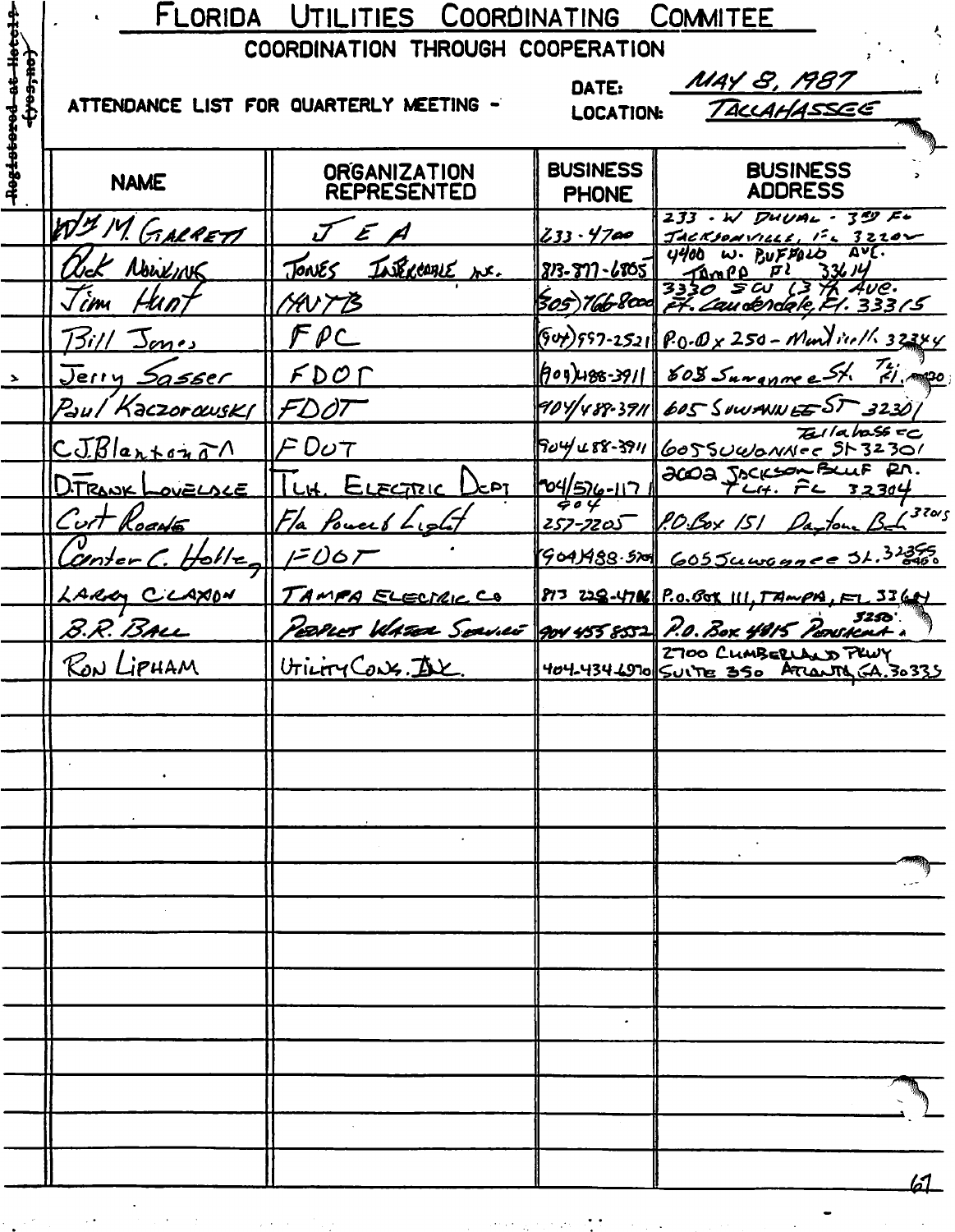# FLORIDA UTILITIES COORDINATING COMMITEE

COORDINATION THROUGH COOPERATION

ATTENDANCE LIST FOR QUARTERLY MEETING -

DATE: MAY 8, 1987

LOCATION: TALLAHASSEE

~~Registered at Hotel? (yes, no)~~

| NAME | ORGANIZATION REPRESENTED | BUSINESS PHONE | BUSINESS ADDRESS |
|---|---|---|---|
| WM M. GARRETT | J E A | 233-4700 | 233 - W DUVAL - 3RD FL JACKSONVILLE, FL 32202 |
| Rick Nowling | JONES INTERCABLE INC. | 813-877-6805 | 4400 W. BUFFALO AVE. TAMPA FL 33614 |
| Jim Hunt | HVTB | (305)766-8000 | 3330 SW 13TH AVE. Ft. Lauderdale, Fl. 33315 |
| Bill Jones | FPC | (904)997-2521 | P.O. Box 250 - Monticello 32344 |
| Jerry Sasser | FDOT | (904)488-3911 | 605 Suwannee St. Tal. Fl. 32320 |
| Paul Kaczorowski | FDOT | 904/488-3911 | 605 SUWANNEE ST 32301 |
| CJBlanton | FDOT | 904/488-3911 | 605 SUWANNEE ST 32301 Tallahassee |
| D.FRANK LOVELACE | TLH. ELECTRIC DEPT | 904/576-1171 | 2602 JACKSON BLUFF RD. TLH. FL 32304 |
| Curt Roane | Fla Power & Light | 904 257-7205 | P.O.Box 151 Daytona Bch 32015 |
| Center C. Holley | FDOT | (904)488-5701 | 605 Suwannee St. 32399-0450 |
| LARRY CLAXON | TAMPA ELECTRIC CO | 813 228-4786 | P.O. BOX 111, TAMPA, FL 33601 |
| B.R. BALL | PEOPLES WATER SERVICE | 904 455 8552 | P.O. Box 4815 Pensacola 32507 |
| RON LIPHAM | UTILITY CONS. INC. | 404-434-6970 | 2700 CUMBERLAND PKWY SUITE 350 ATLANTA, GA. 30339 |